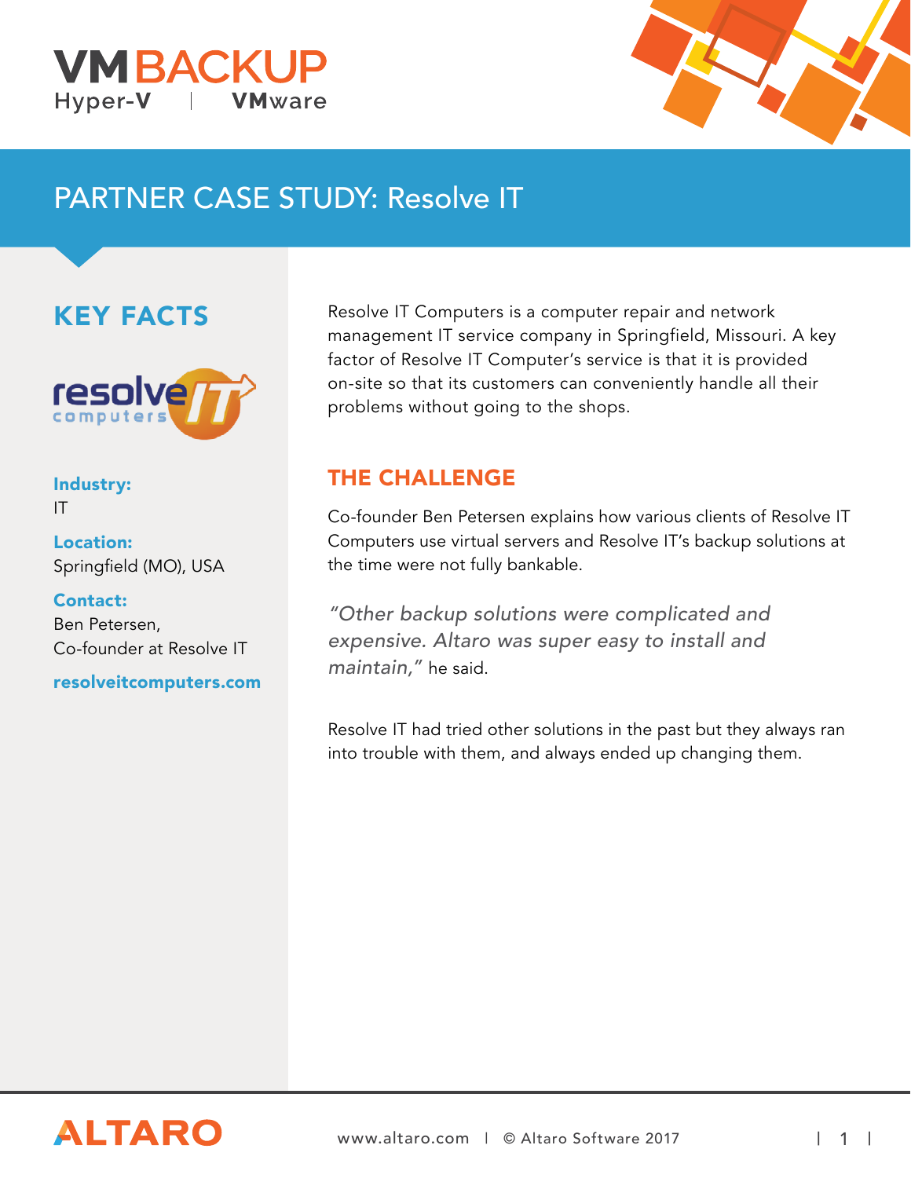VMBACKUP
Hyper-V | VMware

# PARTNER CASE STUDY: Resolve IT

## KEY FACTS

**Industry:**
IT

**Location:**
Springfield (MO), USA

**Contact:**
Ben Petersen,
Co-founder at Resolve IT

**resolveitcomputers.com**

Resolve IT Computers is a computer repair and network management IT service company in Springfield, Missouri. A key factor of Resolve IT Computer's service is that it is provided on-site so that its customers can conveniently handle all their problems without going to the shops.

## THE CHALLENGE

Co-founder Ben Petersen explains how various clients of Resolve IT Computers use virtual servers and Resolve IT's backup solutions at the time were not fully bankable.

*"Other backup solutions were complicated and expensive. Altaro was super easy to install and maintain,"* he said.

Resolve IT had tried other solutions in the past but they always ran into trouble with them, and always ended up changing them.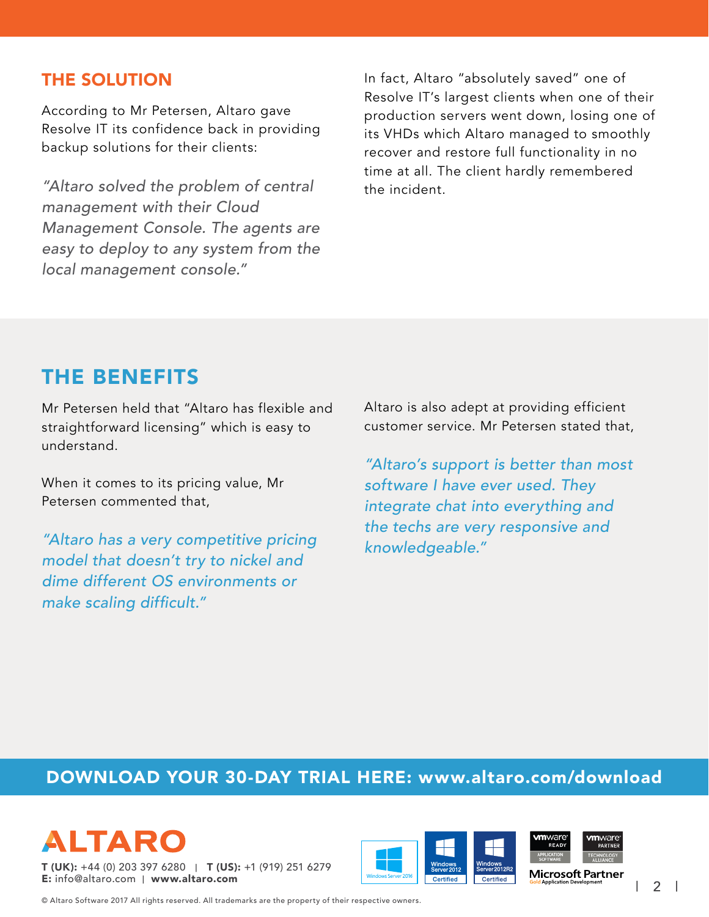## THE SOLUTION

According to Mr Petersen, Altaro gave Resolve IT its confidence back in providing backup solutions for their clients:

*"Altaro solved the problem of central management with their Cloud Management Console. The agents are easy to deploy to any system from the local management console."*

In fact, Altaro "absolutely saved" one of Resolve IT's largest clients when one of their production servers went down, losing one of its VHDs which Altaro managed to smoothly recover and restore full functionality in no time at all. The client hardly remembered the incident.

## THE BENEFITS

Mr Petersen held that "Altaro has flexible and straightforward licensing" which is easy to understand.

When it comes to its pricing value, Mr Petersen commented that,

*"Altaro has a very competitive pricing model that doesn't try to nickel and dime different OS environments or make scaling difficult."*

Altaro is also adept at providing efficient customer service. Mr Petersen stated that,

*"Altaro's support is better than most software I have ever used. They integrate chat into everything and the techs are very responsive and knowledgeable."*

**DOWNLOAD YOUR 30-DAY TRIAL HERE: www.altaro.com/download**

ALTARO

**T (UK):** +44 (0) 203 397 6280 | **T (US):** +1 (919) 251 6279
**E:** info@altaro.com | **www.altaro.com**

Windows Server 2016 | Windows Server 2012 Certified | Windows Server 2012R2 Certified | vmware READY APPLICATION SOFTWARE | vmware PARTNER TECHNOLOGY ALLIANCE | Microsoft Partner Gold Application Development

© Altaro Software 2017 All rights reserved. All trademarks are the property of their respective owners.